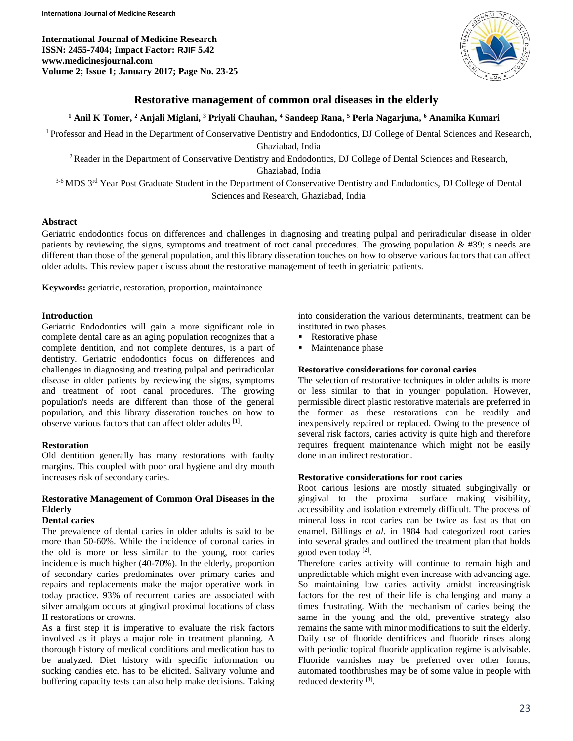# Restorative management of common oral diseases in the elderly

[1] Anil K Tomer, [2] Anjali Miglani, [3] Priyali Chauhan, [4] Sandeep Rana, [5] Perla Nagarjuna, [6] Anamika Kumari

[1] Professor and Head in the Department of Conservative Dentistry and Endodontics, DJ College of Dental Sciences and Research, Ghaziabad, India

[2] Reader in the Department of Conservative Dentistry and Endodontics, DJ College of Dental Sciences and Research, Ghaziabad, India

[3-6] MDS 3rd Year Post Graduate Student in the Department of Conservative Dentistry and Endodontics, DJ College of Dental Sciences and Research, Ghaziabad, India

## Abstract

Geriatric endodontics focus on differences and challenges in diagnosing and treating pulpal and periradicular disease in older patients by reviewing the signs, symptoms and treatment of root canal procedures. The growing population & #39; s needs are different than those of the general population, and this library disseration touches on how to observe various factors that can affect older adults. This review paper discuss about the restorative management of teeth in geriatric patients.

**Keywords:** geriatric, restoration, proportion, maintainance

## Introduction

Geriatric Endodontics will gain a more significant role in complete dental care as an aging population recognizes that a complete dentition, and not complete dentures, is a part of dentistry. Geriatric endodontics focus on differences and challenges in diagnosing and treating pulpal and periradicular disease in older patients by reviewing the signs, symptoms and treatment of root canal procedures. The growing population's needs are different than those of the general population, and this library disseration touches on how to observe various factors that can affect older adults [1].

## Restoration

Old dentition generally has many restorations with faulty margins. This coupled with poor oral hygiene and dry mouth increases risk of secondary caries.

## Restorative Management of Common Oral Diseases in the Elderly

### Dental caries

The prevalence of dental caries in older adults is said to be more than 50-60%. While the incidence of coronal caries in the old is more or less similar to the young, root caries incidence is much higher (40-70%). In the elderly, proportion of secondary caries predominates over primary caries and repairs and replacements make the major operative work in today practice. 93% of recurrent caries are associated with silver amalgam occurs at gingival proximal locations of class II restorations or crowns.

As a first step it is imperative to evaluate the risk factors involved as it plays a major role in treatment planning. A thorough history of medical conditions and medication has to be analyzed. Diet history with specific information on sucking candies etc. has to be elicited. Salivary volume and buffering capacity tests can also help make decisions. Taking into consideration the various determinants, treatment can be instituted in two phases.

- Restorative phase
- Maintenance phase

### Restorative considerations for coronal caries

The selection of restorative techniques in older adults is more or less similar to that in younger population. However, permissible direct plastic restorative materials are preferred in the former as these restorations can be readily and inexpensively repaired or replaced. Owing to the presence of several risk factors, caries activity is quite high and therefore requires frequent maintenance which might not be easily done in an indirect restoration.

### Restorative considerations for root caries

Root carious lesions are mostly situated subgingivally or gingival to the proximal surface making visibility, accessibility and isolation extremely difficult. The process of mineral loss in root caries can be twice as fast as that on enamel. Billings *et al.* in 1984 had categorized root caries into several grades and outlined the treatment plan that holds good even today [2].

Therefore caries activity will continue to remain high and unpredictable which might even increase with advancing age. So maintaining low caries activity amidst increasingrisk factors for the rest of their life is challenging and many a times frustrating. With the mechanism of caries being the same in the young and the old, preventive strategy also remains the same with minor modifications to suit the elderly. Daily use of fluoride dentifrices and fluoride rinses along with periodic topical fluoride application regime is advisable. Fluoride varnishes may be preferred over other forms, automated toothbrushes may be of some value in people with reduced dexterity [3].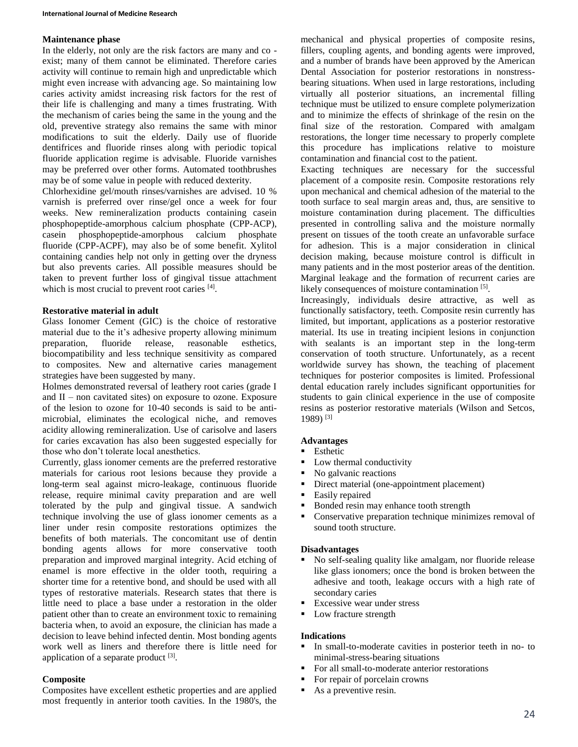**Maintenance phase**

In the elderly, not only are the risk factors are many and co - exist; many of them cannot be eliminated. Therefore caries activity will continue to remain high and unpredictable which might even increase with advancing age. So maintaining low caries activity amidst increasing risk factors for the rest of their life is challenging and many a times frustrating. With the mechanism of caries being the same in the young and the old, preventive strategy also remains the same with minor modifications to suit the elderly. Daily use of fluoride dentifrices and fluoride rinses along with periodic topical fluoride application regime is advisable. Fluoride varnishes may be preferred over other forms. Automated toothbrushes may be of some value in people with reduced dexterity.

Chlorhexidine gel/mouth rinses/varnishes are advised. 10 % varnish is preferred over rinse/gel once a week for four weeks. New remineralization products containing casein phosphopeptide-amorphous calcium phosphate (CPP-ACP), casein phosphopeptide-amorphous calcium phosphate fluoride (CPP-ACPF), may also be of some benefit. Xylitol containing candies help not only in getting over the dryness but also prevents caries. All possible measures should be taken to prevent further loss of gingival tissue attachment which is most crucial to prevent root caries [4].

**Restorative material in adult**

Glass Ionomer Cement (GIC) is the choice of restorative material due to the it's adhesive property allowing minimum preparation, fluoride release, reasonable esthetics, biocompatibility and less technique sensitivity as compared to composites. New and alternative caries management strategies have been suggested by many.

Holmes demonstrated reversal of leathery root caries (grade I and II – non cavitated sites) on exposure to ozone. Exposure of the lesion to ozone for 10-40 seconds is said to be anti-microbial, eliminates the ecological niche, and removes acidity allowing remineralization. Use of carisolve and lasers for caries excavation has also been suggested especially for those who don't tolerate local anesthetics.

Currently, glass ionomer cements are the preferred restorative materials for carious root lesions because they provide a long-term seal against micro-leakage, continuous fluoride release, require minimal cavity preparation and are well tolerated by the pulp and gingival tissue. A sandwich technique involving the use of glass ionomer cements as a liner under resin composite restorations optimizes the benefits of both materials. The concomitant use of dentin bonding agents allows for more conservative tooth preparation and improved marginal integrity. Acid etching of enamel is more effective in the older tooth, requiring a shorter time for a retentive bond, and should be used with all types of restorative materials. Research states that there is little need to place a base under a restoration in the older patient other than to create an environment toxic to remaining bacteria when, to avoid an exposure, the clinician has made a decision to leave behind infected dentin. Most bonding agents work well as liners and therefore there is little need for application of a separate product [3].

**Composite**

Composites have excellent esthetic properties and are applied most frequently in anterior tooth cavities. In the 1980's, the mechanical and physical properties of composite resins, fillers, coupling agents, and bonding agents were improved, and a number of brands have been approved by the American Dental Association for posterior restorations in nonstress-bearing situations. When used in large restorations, including virtually all posterior situations, an incremental filling technique must be utilized to ensure complete polymerization and to minimize the effects of shrinkage of the resin on the final size of the restoration. Compared with amalgam restorations, the longer time necessary to properly complete this procedure has implications relative to moisture contamination and financial cost to the patient.

Exacting techniques are necessary for the successful placement of a composite resin. Composite restorations rely upon mechanical and chemical adhesion of the material to the tooth surface to seal margin areas and, thus, are sensitive to moisture contamination during placement. The difficulties presented in controlling saliva and the moisture normally present on tissues of the tooth create an unfavorable surface for adhesion. This is a major consideration in clinical decision making, because moisture control is difficult in many patients and in the most posterior areas of the dentition. Marginal leakage and the formation of recurrent caries are likely consequences of moisture contamination [5].

Increasingly, individuals desire attractive, as well as functionally satisfactory, teeth. Composite resin currently has limited, but important, applications as a posterior restorative material. Its use in treating incipient lesions in conjunction with sealants is an important step in the long-term conservation of tooth structure. Unfortunately, as a recent worldwide survey has shown, the teaching of placement techniques for posterior composites is limited. Professional dental education rarely includes significant opportunities for students to gain clinical experience in the use of composite resins as posterior restorative materials (Wilson and Setcos, 1989) [3]

**Advantages**

- Esthetic
- Low thermal conductivity
- No galvanic reactions
- Direct material (one-appointment placement)
- Easily repaired
- Bonded resin may enhance tooth strength
- Conservative preparation technique minimizes removal of sound tooth structure.

**Disadvantages**

- No self-sealing quality like amalgam, nor fluoride release like glass ionomers; once the bond is broken between the adhesive and tooth, leakage occurs with a high rate of secondary caries
- Excessive wear under stress
- Low fracture strength

**Indications**

- In small-to-moderate cavities in posterior teeth in no- to minimal-stress-bearing situations
- For all small-to-moderate anterior restorations
- For repair of porcelain crowns
- As a preventive resin.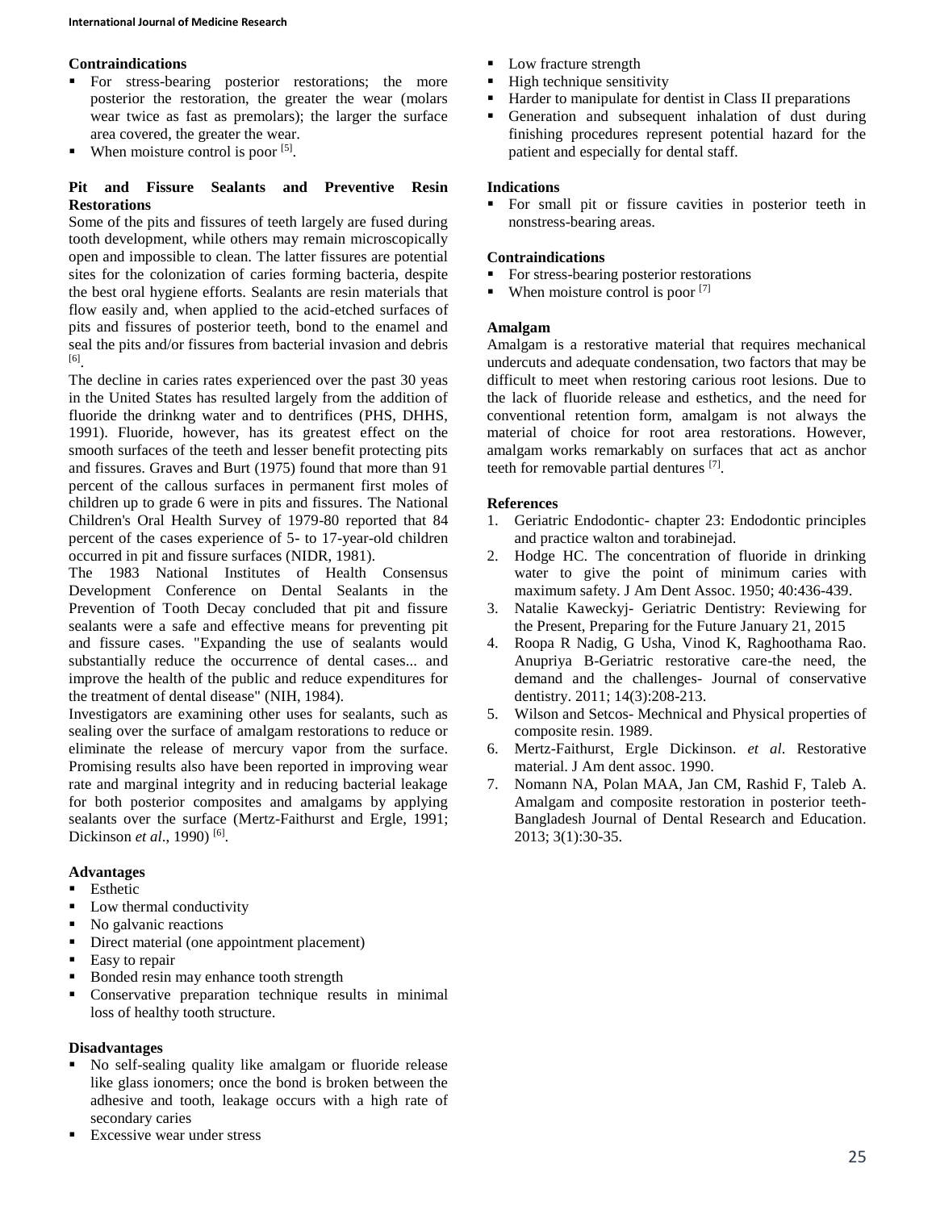### Contraindications

- For stress-bearing posterior restorations; the more posterior the restoration, the greater the wear (molars wear twice as fast as premolars); the larger the surface area covered, the greater the wear.
- When moisture control is poor [5].

### Pit and Fissure Sealants and Preventive Resin Restorations

Some of the pits and fissures of teeth largely are fused during tooth development, while others may remain microscopically open and impossible to clean. The latter fissures are potential sites for the colonization of caries forming bacteria, despite the best oral hygiene efforts. Sealants are resin materials that flow easily and, when applied to the acid-etched surfaces of pits and fissures of posterior teeth, bond to the enamel and seal the pits and/or fissures from bacterial invasion and debris [6].

The decline in caries rates experienced over the past 30 yeas in the United States has resulted largely from the addition of fluoride the drinkng water and to dentrifices (PHS, DHHS, 1991). Fluoride, however, has its greatest effect on the smooth surfaces of the teeth and lesser benefit protecting pits and fissures. Graves and Burt (1975) found that more than 91 percent of the callous surfaces in permanent first moles of children up to grade 6 were in pits and fissures. The National Children's Oral Health Survey of 1979-80 reported that 84 percent of the cases experience of 5- to 17-year-old children occurred in pit and fissure surfaces (NIDR, 1981).

The 1983 National Institutes of Health Consensus Development Conference on Dental Sealants in the Prevention of Tooth Decay concluded that pit and fissure sealants were a safe and effective means for preventing pit and fissure cases. "Expanding the use of sealants would substantially reduce the occurrence of dental cases... and improve the health of the public and reduce expenditures for the treatment of dental disease" (NIH, 1984).

Investigators are examining other uses for sealants, such as sealing over the surface of amalgam restorations to reduce or eliminate the release of mercury vapor from the surface. Promising results also have been reported in improving wear rate and marginal integrity and in reducing bacterial leakage for both posterior composites and amalgams by applying sealants over the surface (Mertz-Faithurst and Ergle, 1991; Dickinson *et al*., 1990) [6].

### Advantages

- Esthetic
- Low thermal conductivity
- No galvanic reactions
- Direct material (one appointment placement)
- Easy to repair
- Bonded resin may enhance tooth strength
- Conservative preparation technique results in minimal loss of healthy tooth structure.

### Disadvantages

- No self-sealing quality like amalgam or fluoride release like glass ionomers; once the bond is broken between the adhesive and tooth, leakage occurs with a high rate of secondary caries
- Excessive wear under stress
- Low fracture strength
- High technique sensitivity
- Harder to manipulate for dentist in Class II preparations
- Generation and subsequent inhalation of dust during finishing procedures represent potential hazard for the patient and especially for dental staff.

### Indications

- For small pit or fissure cavities in posterior teeth in nonstress-bearing areas.

### Contraindications

- For stress-bearing posterior restorations
- When moisture control is poor [7]

### Amalgam

Amalgam is a restorative material that requires mechanical undercuts and adequate condensation, two factors that may be difficult to meet when restoring carious root lesions. Due to the lack of fluoride release and esthetics, and the need for conventional retention form, amalgam is not always the material of choice for root area restorations. However, amalgam works remarkably on surfaces that act as anchor teeth for removable partial dentures [7].

## References

1. Geriatric Endodontic- chapter 23: Endodontic principles and practice walton and torabinejad.
2. Hodge HC. The concentration of fluoride in drinking water to give the point of minimum caries with maximum safety. J Am Dent Assoc. 1950; 40:436-439.
3. Natalie Kaweckyj- Geriatric Dentistry: Reviewing for the Present, Preparing for the Future January 21, 2015
4. Roopa R Nadig, G Usha, Vinod K, Raghoothama Rao. Anupriya B-Geriatric restorative care-the need, the demand and the challenges- Journal of conservative dentistry. 2011; 14(3):208-213.
5. Wilson and Setcos- Mechnical and Physical properties of composite resin. 1989.
6. Mertz-Faithurst, Ergle Dickinson. *et al*. Restorative material. J Am dent assoc. 1990.
7. Nomann NA, Polan MAA, Jan CM, Rashid F, Taleb A. Amalgam and composite restoration in posterior teeth- Bangladesh Journal of Dental Research and Education. 2013; 3(1):30-35.